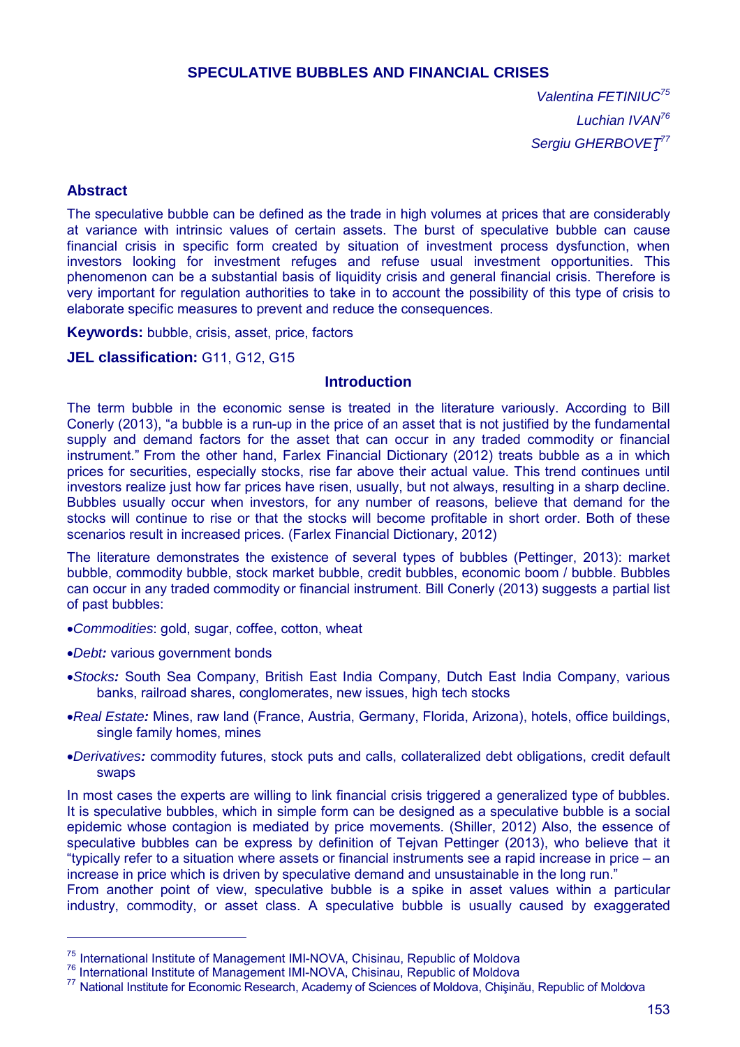# SPECULATIVE BUBBLES AND FINANCIAL CRISES

*Valentina FETINIUC*[75]
*Luchian IVAN*[76]
*Sergiu GHERBOVEȚ*[77]

## Abstract

The speculative bubble can be defined as the trade in high volumes at prices that are considerably at variance with intrinsic values of certain assets. The burst of speculative bubble can cause financial crisis in specific form created by situation of investment process dysfunction, when investors looking for investment refuges and refuse usual investment opportunities. This phenomenon can be a substantial basis of liquidity crisis and general financial crisis. Therefore is very important for regulation authorities to take in to account the possibility of this type of crisis to elaborate specific measures to prevent and reduce the consequences.

**Keywords:** bubble, crisis, asset, price, factors

**JEL classification:** G11, G12, G15

## Introduction

The term bubble in the economic sense is treated in the literature variously. According to Bill Conerly (2013), "a bubble is a run-up in the price of an asset that is not justified by the fundamental supply and demand factors for the asset that can occur in any traded commodity or financial instrument." From the other hand, Farlex Financial Dictionary (2012) treats bubble as a in which prices for securities, especially stocks, rise far above their actual value. This trend continues until investors realize just how far prices have risen, usually, but not always, resulting in a sharp decline. Bubbles usually occur when investors, for any number of reasons, believe that demand for the stocks will continue to rise or that the stocks will become profitable in short order. Both of these scenarios result in increased prices. (Farlex Financial Dictionary, 2012)

The literature demonstrates the existence of several types of bubbles (Pettinger, 2013): market bubble, commodity bubble, stock market bubble, credit bubbles, economic boom / bubble. Bubbles can occur in any traded commodity or financial instrument. Bill Conerly (2013) suggests a partial list of past bubbles:

- *Commodities*: gold, sugar, coffee, cotton, wheat
- *Debt:* various government bonds
- *Stocks:* South Sea Company, British East India Company, Dutch East India Company, various banks, railroad shares, conglomerates, new issues, high tech stocks
- *Real Estate:* Mines, raw land (France, Austria, Germany, Florida, Arizona), hotels, office buildings, single family homes, mines
- *Derivatives:* commodity futures, stock puts and calls, collateralized debt obligations, credit default swaps

In most cases the experts are willing to link financial crisis triggered a generalized type of bubbles. It is speculative bubbles, which in simple form can be designed as a speculative bubble is a social epidemic whose contagion is mediated by price movements. (Shiller, 2012) Also, the essence of speculative bubbles can be express by definition of Tejvan Pettinger (2013), who believe that it "typically refer to a situation where assets or financial instruments see a rapid increase in price – an increase in price which is driven by speculative demand and unsustainable in the long run."

From another point of view, speculative bubble is a spike in asset values within a particular industry, commodity, or asset class. A speculative bubble is usually caused by exaggerated

---

[75] International Institute of Management IMI-NOVA, Chisinau, Republic of Moldova

[76] International Institute of Management IMI-NOVA, Chisinau, Republic of Moldova

[77] National Institute for Economic Research, Academy of Sciences of Moldova, Chişinău, Republic of Moldova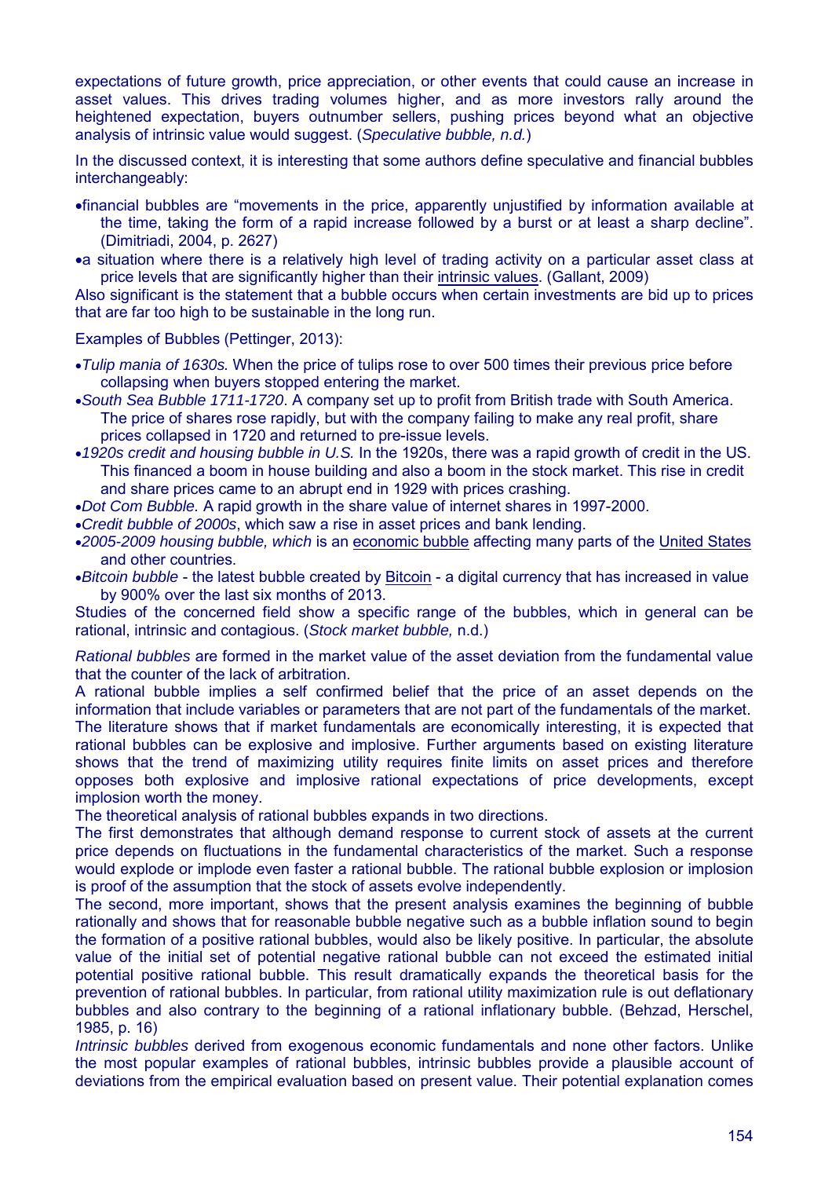expectations of future growth, price appreciation, or other events that could cause an increase in asset values. This drives trading volumes higher, and as more investors rally around the heightened expectation, buyers outnumber sellers, pushing prices beyond what an objective analysis of intrinsic value would suggest. (*Speculative bubble, n.d.*)

In the discussed context, it is interesting that some authors define speculative and financial bubbles interchangeably:

- financial bubbles are "movements in the price, apparently unjustified by information available at the time, taking the form of a rapid increase followed by a burst or at least a sharp decline". (Dimitriadi, 2004, p. 2627)
- a situation where there is a relatively high level of trading activity on a particular asset class at price levels that are significantly higher than their intrinsic values. (Gallant, 2009)

Also significant is the statement that a bubble occurs when certain investments are bid up to prices that are far too high to be sustainable in the long run.

Examples of Bubbles (Pettinger, 2013):

- *Tulip mania of 1630s.* When the price of tulips rose to over 500 times their previous price before collapsing when buyers stopped entering the market.
- *South Sea Bubble 1711-1720*. A company set up to profit from British trade with South America. The price of shares rose rapidly, but with the company failing to make any real profit, share prices collapsed in 1720 and returned to pre-issue levels.
- *1920s credit and housing bubble in U.S.* In the 1920s, there was a rapid growth of credit in the US. This financed a boom in house building and also a boom in the stock market. This rise in credit and share prices came to an abrupt end in 1929 with prices crashing.
- *Dot Com Bubble.* A rapid growth in the share value of internet shares in 1997-2000.
- *Credit bubble of 2000s*, which saw a rise in asset prices and bank lending.
- *2005-2009 housing bubble, which* is an economic bubble affecting many parts of the United States and other countries.
- *Bitcoin bubble* - the latest bubble created by Bitcoin - a digital currency that has increased in value by 900% over the last six months of 2013.

Studies of the concerned field show a specific range of the bubbles, which in general can be rational, intrinsic and contagious. (*Stock market bubble,* n.d.)

*Rational bubbles* are formed in the market value of the asset deviation from the fundamental value that the counter of the lack of arbitration.

A rational bubble implies a self confirmed belief that the price of an asset depends on the information that include variables or parameters that are not part of the fundamentals of the market. The literature shows that if market fundamentals are economically interesting, it is expected that rational bubbles can be explosive and implosive. Further arguments based on existing literature shows that the trend of maximizing utility requires finite limits on asset prices and therefore opposes both explosive and implosive rational expectations of price developments, except implosion worth the money.

The theoretical analysis of rational bubbles expands in two directions.

The first demonstrates that although demand response to current stock of assets at the current price depends on fluctuations in the fundamental characteristics of the market. Such a response would explode or implode even faster a rational bubble. The rational bubble explosion or implosion is proof of the assumption that the stock of assets evolve independently.

The second, more important, shows that the present analysis examines the beginning of bubble rationally and shows that for reasonable bubble negative such as a bubble inflation sound to begin the formation of a positive rational bubbles, would also be likely positive. In particular, the absolute value of the initial set of potential negative rational bubble can not exceed the estimated initial potential positive rational bubble. This result dramatically expands the theoretical basis for the prevention of rational bubbles. In particular, from rational utility maximization rule is out deflationary bubbles and also contrary to the beginning of a rational inflationary bubble. (Behzad, Herschel, 1985, p. 16)

*Intrinsic bubbles* derived from exogenous economic fundamentals and none other factors. Unlike the most popular examples of rational bubbles, intrinsic bubbles provide a plausible account of deviations from the empirical evaluation based on present value. Their potential explanation comes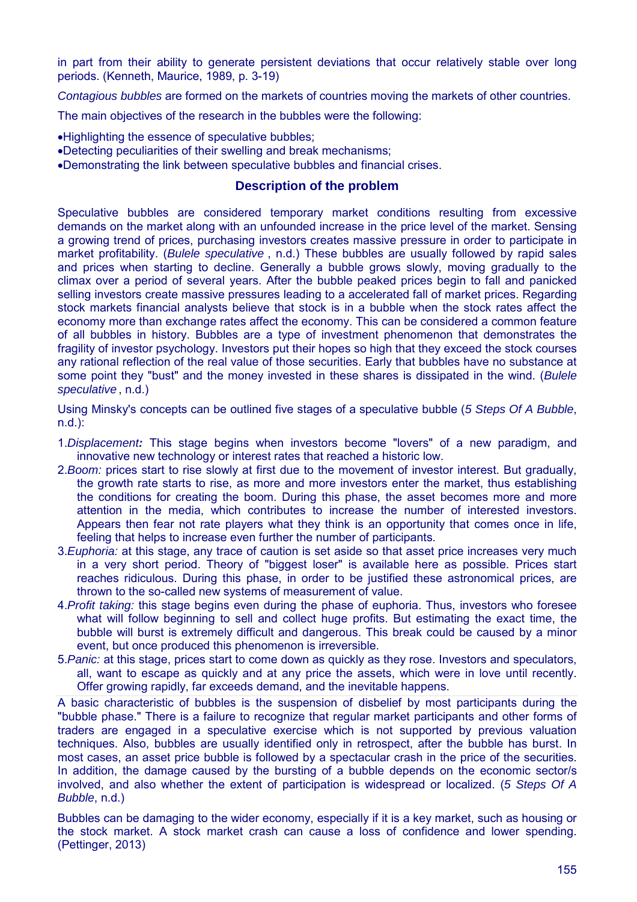in part from their ability to generate persistent deviations that occur relatively stable over long periods. (Kenneth, Maurice, 1989, p. 3-19)

*Contagious bubbles* are formed on the markets of countries moving the markets of other countries.

The main objectives of the research in the bubbles were the following:

- Highlighting the essence of speculative bubbles;
- Detecting peculiarities of their swelling and break mechanisms;
- Demonstrating the link between speculative bubbles and financial crises.

## Description of the problem

Speculative bubbles are considered temporary market conditions resulting from excessive demands on the market along with an unfounded increase in the price level of the market. Sensing a growing trend of prices, purchasing investors creates massive pressure in order to participate in market profitability. (*Bulele speculative* , n.d.) These bubbles are usually followed by rapid sales and prices when starting to decline. Generally a bubble grows slowly, moving gradually to the climax over a period of several years. After the bubble peaked prices begin to fall and panicked selling investors create massive pressures leading to a accelerated fall of market prices. Regarding stock markets financial analysts believe that stock is in a bubble when the stock rates affect the economy more than exchange rates affect the economy. This can be considered a common feature of all bubbles in history. Bubbles are a type of investment phenomenon that demonstrates the fragility of investor psychology. Investors put their hopes so high that they exceed the stock courses any rational reflection of the real value of those securities. Early that bubbles have no substance at some point they "bust" and the money invested in these shares is dissipated in the wind. (*Bulele speculative* , n.d.)

Using Minsky's concepts can be outlined five stages of a speculative bubble (*5 Steps Of A Bubble*, n.d.):

1. *Displacement:* This stage begins when investors become "lovers" of a new paradigm, and innovative new technology or interest rates that reached a historic low.
2. *Boom:* prices start to rise slowly at first due to the movement of investor interest. But gradually, the growth rate starts to rise, as more and more investors enter the market, thus establishing the conditions for creating the boom. During this phase, the asset becomes more and more attention in the media, which contributes to increase the number of interested investors. Appears then fear not rate players what they think is an opportunity that comes once in life, feeling that helps to increase even further the number of participants.
3. *Euphoria:* at this stage, any trace of caution is set aside so that asset price increases very much in a very short period. Theory of "biggest loser" is available here as possible. Prices start reaches ridiculous. During this phase, in order to be justified these astronomical prices, are thrown to the so-called new systems of measurement of value.
4. *Profit taking:* this stage begins even during the phase of euphoria. Thus, investors who foresee what will follow beginning to sell and collect huge profits. But estimating the exact time, the bubble will burst is extremely difficult and dangerous. This break could be caused by a minor event, but once produced this phenomenon is irreversible.
5. *Panic:* at this stage, prices start to come down as quickly as they rose. Investors and speculators, all, want to escape as quickly and at any price the assets, which were in love until recently. Offer growing rapidly, far exceeds demand, and the inevitable happens.

A basic characteristic of bubbles is the suspension of disbelief by most participants during the "bubble phase." There is a failure to recognize that regular market participants and other forms of traders are engaged in a speculative exercise which is not supported by previous valuation techniques. Also, bubbles are usually identified only in retrospect, after the bubble has burst. In most cases, an asset price bubble is followed by a spectacular crash in the price of the securities. In addition, the damage caused by the bursting of a bubble depends on the economic sector/s involved, and also whether the extent of participation is widespread or localized. (*5 Steps Of A Bubble*, n.d.)

Bubbles can be damaging to the wider economy, especially if it is a key market, such as housing or the stock market. A stock market crash can cause a loss of confidence and lower spending. (Pettinger, 2013)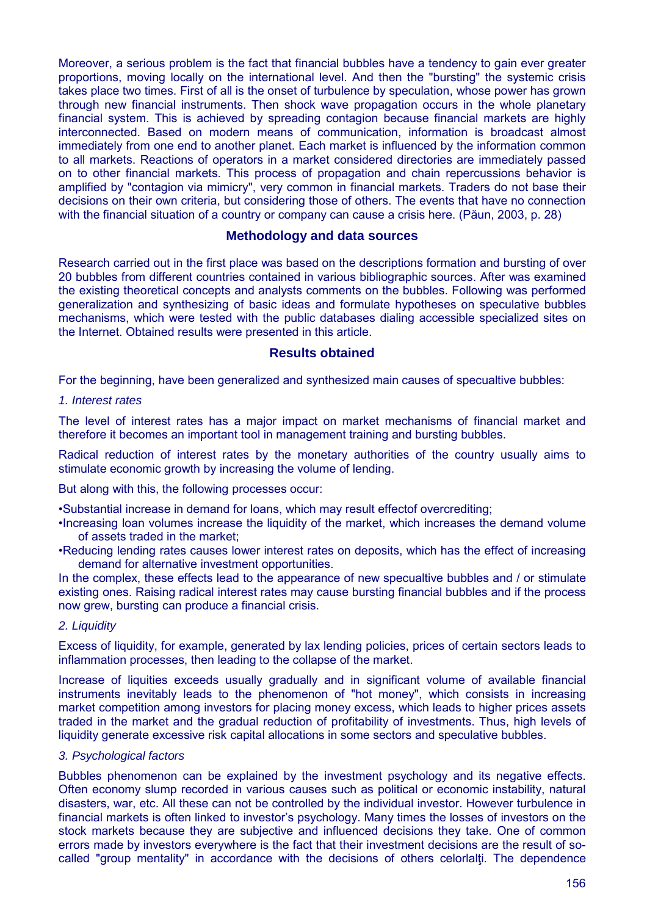Moreover, a serious problem is the fact that financial bubbles have a tendency to gain ever greater proportions, moving locally on the international level. And then the "bursting" the systemic crisis takes place two times. First of all is the onset of turbulence by speculation, whose power has grown through new financial instruments. Then shock wave propagation occurs in the whole planetary financial system. This is achieved by spreading contagion because financial markets are highly interconnected. Based on modern means of communication, information is broadcast almost immediately from one end to another planet. Each market is influenced by the information common to all markets. Reactions of operators in a market considered directories are immediately passed on to other financial markets. This process of propagation and chain repercussions behavior is amplified by "contagion via mimicry", very common in financial markets. Traders do not base their decisions on their own criteria, but considering those of others. The events that have no connection with the financial situation of a country or company can cause a crisis here. (Păun, 2003, p. 28)

## Methodology and data sources

Research carried out in the first place was based on the descriptions formation and bursting of over 20 bubbles from different countries contained in various bibliographic sources. After was examined the existing theoretical concepts and analysts comments on the bubbles. Following was performed generalization and synthesizing of basic ideas and formulate hypotheses on speculative bubbles mechanisms, which were tested with the public databases dialing accessible specialized sites on the Internet. Obtained results were presented in this article.

## Results obtained

For the beginning, have been generalized and synthesized main causes of specualtive bubbles:

*1. Interest rates*

The level of interest rates has a major impact on market mechanisms of financial market and therefore it becomes an important tool in management training and bursting bubbles.

Radical reduction of interest rates by the monetary authorities of the country usually aims to stimulate economic growth by increasing the volume of lending.

But along with this, the following processes occur:

- Substantial increase in demand for loans, which may result effectof overcrediting;
- Increasing loan volumes increase the liquidity of the market, which increases the demand volume of assets traded in the market;
- Reducing lending rates causes lower interest rates on deposits, which has the effect of increasing demand for alternative investment opportunities.

In the complex, these effects lead to the appearance of new specualtive bubbles and / or stimulate existing ones. Raising radical interest rates may cause bursting financial bubbles and if the process now grew, bursting can produce a financial crisis.

*2. Liquidity*

Excess of liquidity, for example, generated by lax lending policies, prices of certain sectors leads to inflammation processes, then leading to the collapse of the market.

Increase of liquities exceeds usually gradually and in significant volume of available financial instruments inevitably leads to the phenomenon of "hot money", which consists in increasing market competition among investors for placing money excess, which leads to higher prices assets traded in the market and the gradual reduction of profitability of investments. Thus, high levels of liquidity generate excessive risk capital allocations in some sectors and speculative bubbles.

*3. Psychological factors*

Bubbles phenomenon can be explained by the investment psychology and its negative effects. Often economy slump recorded in various causes such as political or economic instability, natural disasters, war, etc. All these can not be controlled by the individual investor. However turbulence in financial markets is often linked to investor's psychology. Many times the losses of investors on the stock markets because they are subjective and influenced decisions they take. One of common errors made by investors everywhere is the fact that their investment decisions are the result of so-called "group mentality" in accordance with the decisions of others celorlalţi. The dependence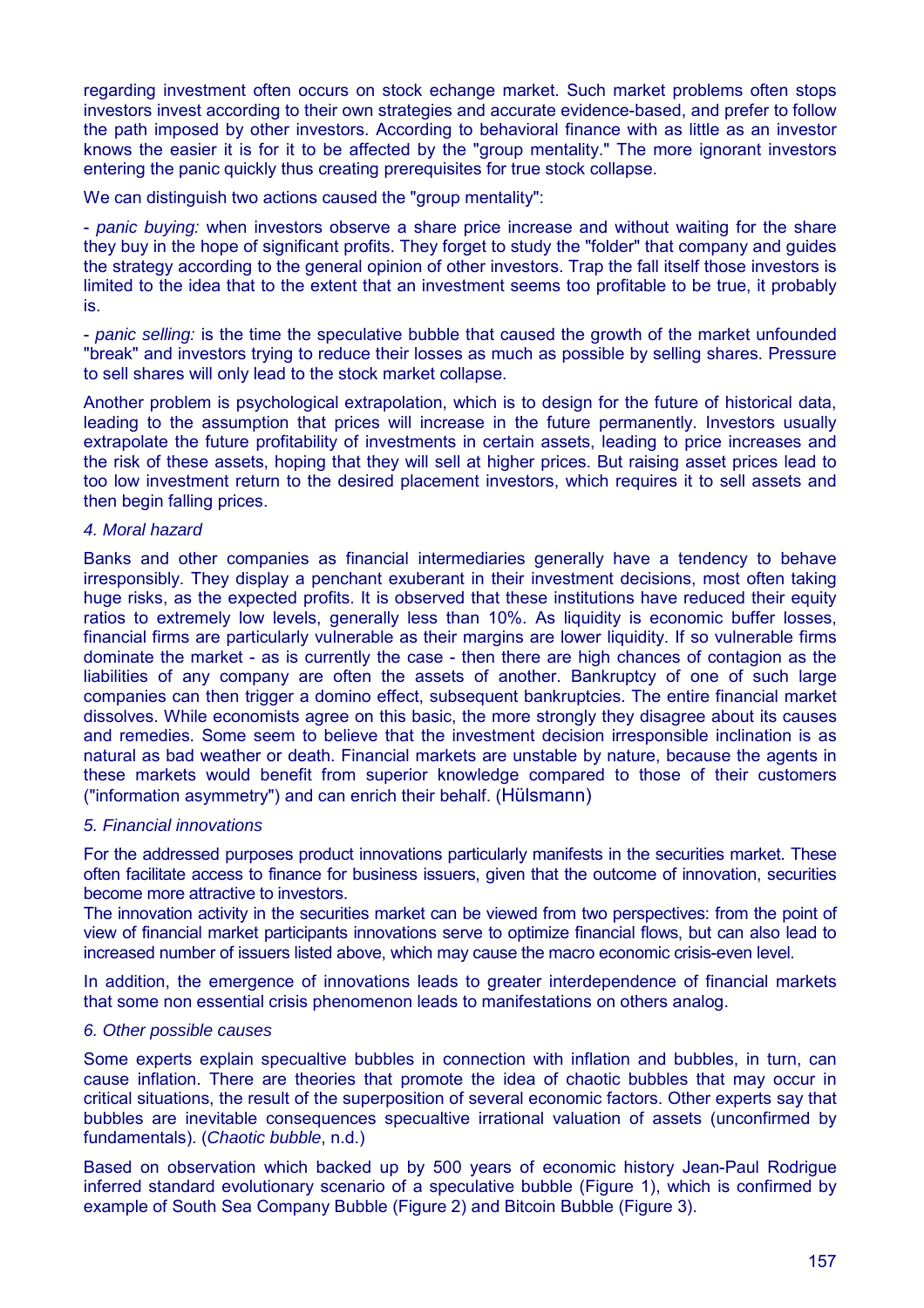regarding investment often occurs on stock echange market. Such market problems often stops investors invest according to their own strategies and accurate evidence-based, and prefer to follow the path imposed by other investors. According to behavioral finance with as little as an investor knows the easier it is for it to be affected by the "group mentality." The more ignorant investors entering the panic quickly thus creating prerequisites for true stock collapse.

We can distinguish two actions caused the "group mentality":

- *panic buying:* when investors observe a share price increase and without waiting for the share they buy in the hope of significant profits. They forget to study the "folder" that company and guides the strategy according to the general opinion of other investors. Trap the fall itself those investors is limited to the idea that to the extent that an investment seems too profitable to be true, it probably is.

- *panic selling:* is the time the speculative bubble that caused the growth of the market unfounded "break" and investors trying to reduce their losses as much as possible by selling shares. Pressure to sell shares will only lead to the stock market collapse.

Another problem is psychological extrapolation, which is to design for the future of historical data, leading to the assumption that prices will increase in the future permanently. Investors usually extrapolate the future profitability of investments in certain assets, leading to price increases and the risk of these assets, hoping that they will sell at higher prices. But raising asset prices lead to too low investment return to the desired placement investors, which requires it to sell assets and then begin falling prices.

*4. Moral hazard*

Banks and other companies as financial intermediaries generally have a tendency to behave irresponsibly. They display a penchant exuberant in their investment decisions, most often taking huge risks, as the expected profits. It is observed that these institutions have reduced their equity ratios to extremely low levels, generally less than 10%. As liquidity is economic buffer losses, financial firms are particularly vulnerable as their margins are lower liquidity. If so vulnerable firms dominate the market - as is currently the case - then there are high chances of contagion as the liabilities of any company are often the assets of another. Bankruptcy of one of such large companies can then trigger a domino effect, subsequent bankruptcies. The entire financial market dissolves. While economists agree on this basic, the more strongly they disagree about its causes and remedies. Some seem to believe that the investment decision irresponsible inclination is as natural as bad weather or death. Financial markets are unstable by nature, because the agents in these markets would benefit from superior knowledge compared to those of their customers ("information asymmetry") and can enrich their behalf. (Hülsmann)

*5. Financial innovations*

For the addressed purposes product innovations particularly manifests in the securities market. These often facilitate access to finance for business issuers, given that the outcome of innovation, securities become more attractive to investors.
The innovation activity in the securities market can be viewed from two perspectives: from the point of view of financial market participants innovations serve to optimize financial flows, but can also lead to increased number of issuers listed above, which may cause the macro economic crisis-even level.

In addition, the emergence of innovations leads to greater interdependence of financial markets that some non essential crisis phenomenon leads to manifestations on others analog.

*6. Other possible causes*

Some experts explain specualtive bubbles in connection with inflation and bubbles, in turn, can cause inflation. There are theories that promote the idea of chaotic bubbles that may occur in critical situations, the result of the superposition of several economic factors. Other experts say that bubbles are inevitable consequences specualtive irrational valuation of assets (unconfirmed by fundamentals). (*Chaotic bubble*, n.d.)

Based on observation which backed up by 500 years of economic history Jean-Paul Rodrigue inferred standard evolutionary scenario of a speculative bubble (Figure 1), which is confirmed by example of South Sea Company Bubble (Figure 2) and Bitcoin Bubble (Figure 3).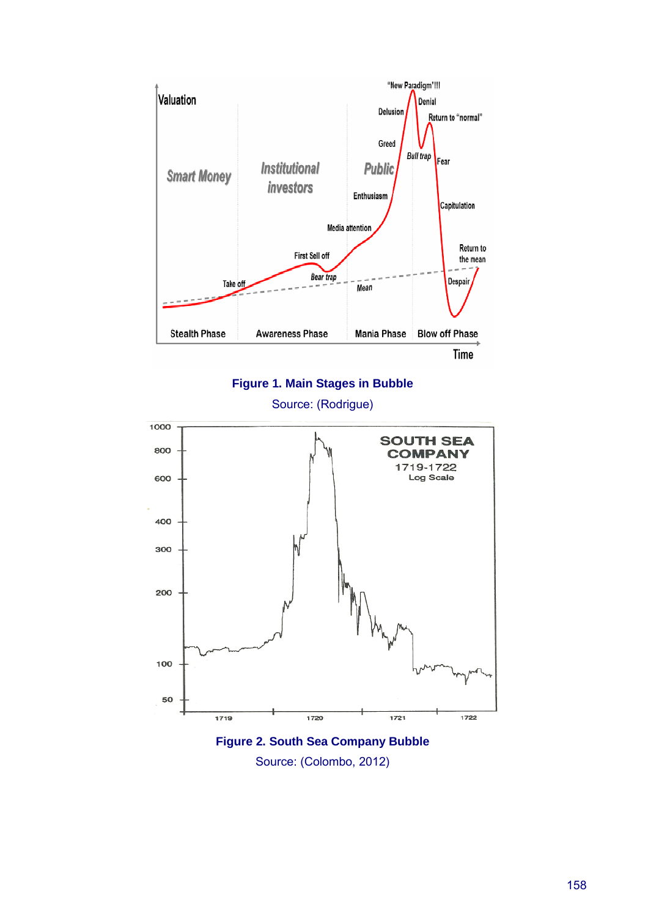Valuation

Smart Money

Institutional investors

Public

"New Paradigm"!!!

Delusion

Denial

Return to "normal"

Greed

Bull trap

Fear

Enthusiasm

Capitulation

Media attention

First Sell off

Return to the mean

Take off

Bear trap

Mean

Despair

Stealth Phase

Awareness Phase

Mania Phase

Blow off Phase

Time

**Figure 1. Main Stages in Bubble**

Source: (Rodrigue)

SOUTH SEA COMPANY

1719-1722

Log Scale

1000

800

600

400

300

200

100

50

1719

1720

1721

1722

**Figure 2. South Sea Company Bubble**

Source: (Colombo, 2012)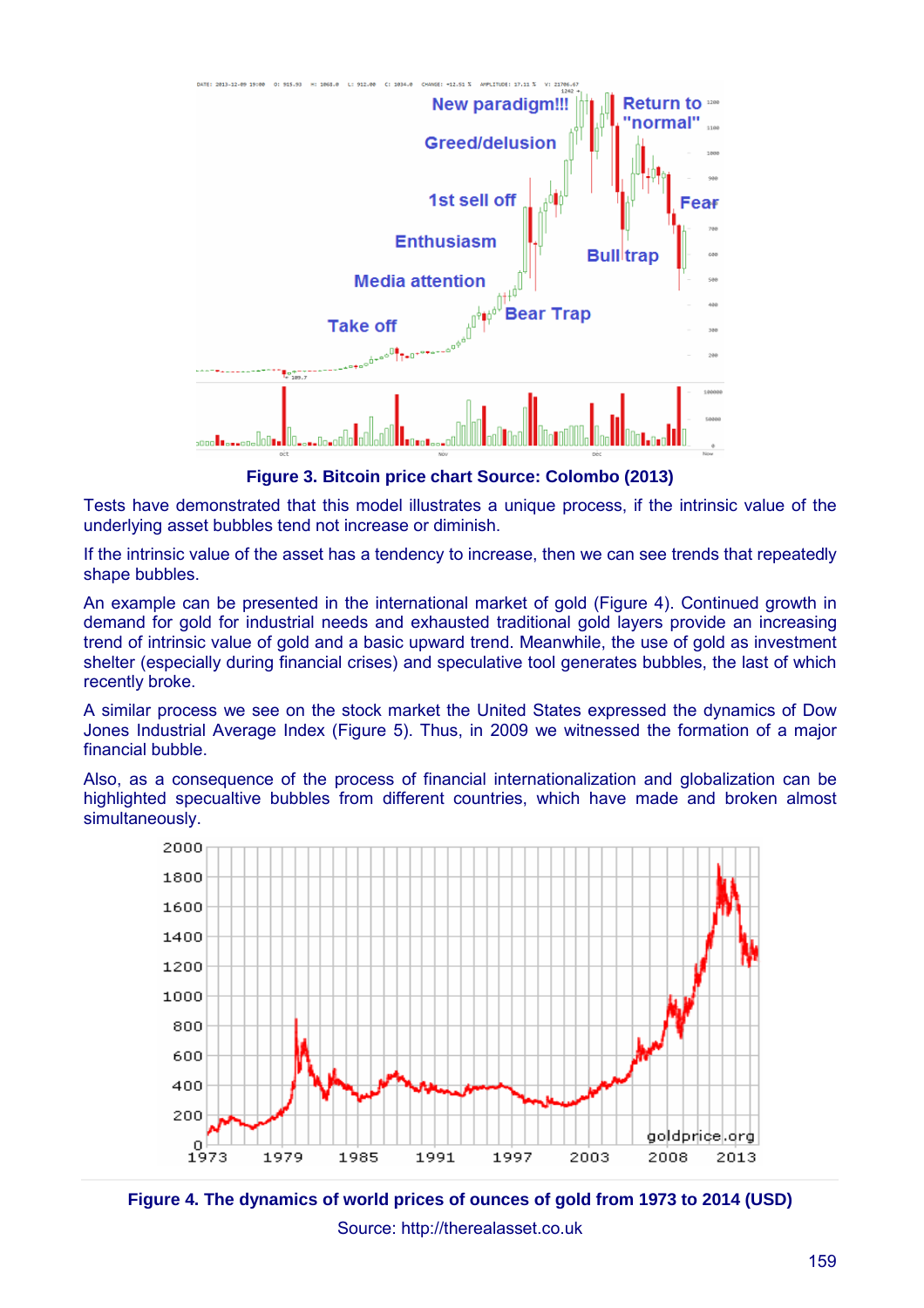New paradigm!!!

Greed/delusion

Return to "normal"

1st sell off

Fear

Enthusiasm

Bull trap

Media attention

Bear Trap

Take off

**Figure 3. Bitcoin price chart Source: Colombo (2013)**

Tests have demonstrated that this model illustrates a unique process, if the intrinsic value of the underlying asset bubbles tend not increase or diminish.

If the intrinsic value of the asset has a tendency to increase, then we can see trends that repeatedly shape bubbles.

An example can be presented in the international market of gold (Figure 4). Continued growth in demand for gold for industrial needs and exhausted traditional gold layers provide an increasing trend of intrinsic value of gold and a basic upward trend. Meanwhile, the use of gold as investment shelter (especially during financial crises) and speculative tool generates bubbles, the last of which recently broke.

A similar process we see on the stock market the United States expressed the dynamics of Dow Jones Industrial Average Index (Figure 5). Thus, in 2009 we witnessed the formation of a major financial bubble.

Also, as a consequence of the process of financial internationalization and globalization can be highlighted specualtive bubbles from different countries, which have made and broken almost simultaneously.

2000
1800
1600
1400
1200
1000
800
600
400
200
0

1973 1979 1985 1991 1997 2003 2008 2013

goldprice.org

**Figure 4. The dynamics of world prices of ounces of gold from 1973 to 2014 (USD)**

Source: http://therealasset.co.uk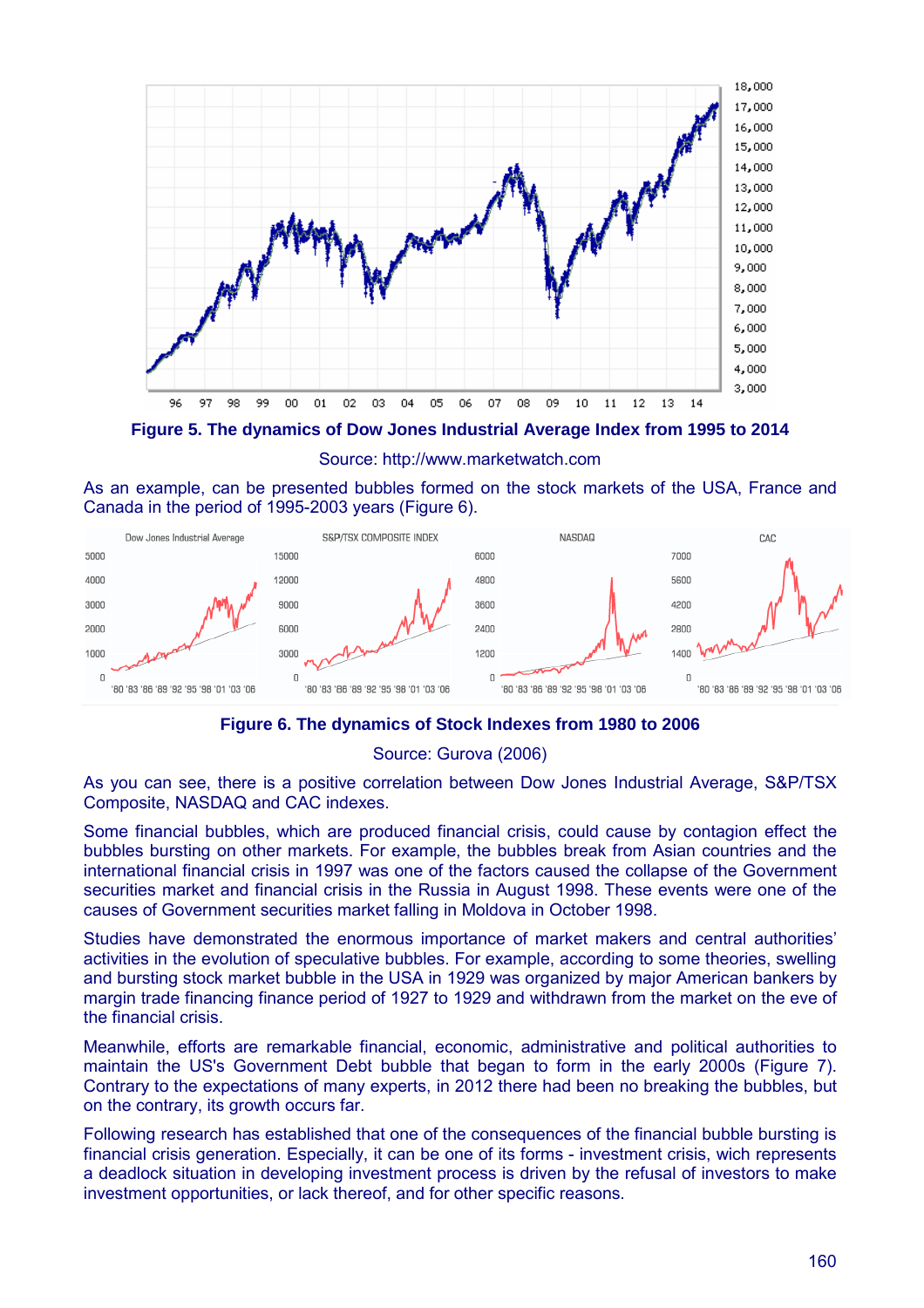18,000
17,000
16,000
15,000
14,000
13,000
12,000
11,000
10,000
9,000
8,000
7,000
6,000
5,000
4,000
3,000

96 97 98 99 00 01 02 03 04 05 06 07 08 09 10 11 12 13 14

**Figure 5. The dynamics of Dow Jones Industrial Average Index from 1995 to 2014**

Source: http://www.marketwatch.com

As an example, can be presented bubbles formed on the stock markets of the USA, France and Canada in the period of 1995-2003 years (Figure 6).

Dow Jones Industrial Average
5000
4000
3000
2000
1000
0
'80 '83 '86 '89 '92 '95 '98 '01 '03 '06

S&P/TSX COMPOSITE INDEX
15000
12000
9000
6000
3000
0
'80 '83 '86 '89 '92 '95 '98 '01 '03 '06

NASDAQ
6000
4800
3600
2400
1200
0
'80 '83 '86 '89 '92 '95 '98 '01 '03 '06

CAC
7000
5600
4200
2800
1400
0
'80 '83 '86 '89 '92 '95 '98 '01 '03 '06

**Figure 6. The dynamics of Stock Indexes from 1980 to 2006**

Source: Gurova (2006)

As you can see, there is a positive correlation between Dow Jones Industrial Average, S&P/TSX Composite, NASDAQ and CAC indexes.

Some financial bubbles, which are produced financial crisis, could cause by contagion effect the bubbles bursting on other markets. For example, the bubbles break from Asian countries and the international financial crisis in 1997 was one of the factors caused the collapse of the Government securities market and financial crisis in the Russia in August 1998. These events were one of the causes of Government securities market falling in Moldova in October 1998.

Studies have demonstrated the enormous importance of market makers and central authorities' activities in the evolution of speculative bubbles. For example, according to some theories, swelling and bursting stock market bubble in the USA in 1929 was organized by major American bankers by margin trade financing finance period of 1927 to 1929 and withdrawn from the market on the eve of the financial crisis.

Meanwhile, efforts are remarkable financial, economic, administrative and political authorities to maintain the US's Government Debt bubble that began to form in the early 2000s (Figure 7). Contrary to the expectations of many experts, in 2012 there had been no breaking the bubbles, but on the contrary, its growth occurs far.

Following research has established that one of the consequences of the financial bubble bursting is financial crisis generation. Especially, it can be one of its forms - investment crisis, wich represents a deadlock situation in developing investment process is driven by the refusal of investors to make investment opportunities, or lack thereof, and for other specific reasons.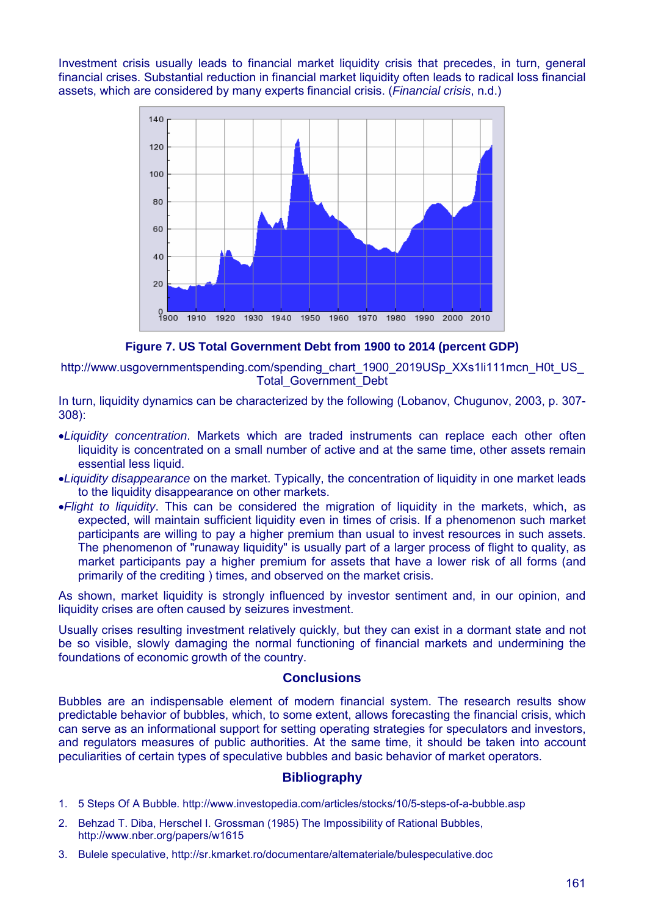Investment crisis usually leads to financial market liquidity crisis that precedes, in turn, general financial crises. Substantial reduction in financial market liquidity often leads to radical loss financial assets, which are considered by many experts financial crisis. (*Financial crisis*, n.d.)

140
120
100
80
60
40
20
0
1900 1910 1920 1930 1940 1950 1960 1970 1980 1990 2000 2010

**Figure 7. US Total Government Debt from 1900 to 2014 (percent GDP)**

http://www.usgovernmentspending.com/spending_chart_1900_2019USp_XXs1li111mcn_H0t_US_Total_Government_Debt

In turn, liquidity dynamics can be characterized by the following (Lobanov, Chugunov, 2003, p. 307-308):

- *Liquidity concentration*. Markets which are traded instruments can replace each other often liquidity is concentrated on a small number of active and at the same time, other assets remain essential less liquid.
- *Liquidity disappearance* on the market. Typically, the concentration of liquidity in one market leads to the liquidity disappearance on other markets.
- *Flight to liquidity*. This can be considered the migration of liquidity in the markets, which, as expected, will maintain sufficient liquidity even in times of crisis. If a phenomenon such market participants are willing to pay a higher premium than usual to invest resources in such assets. The phenomenon of "runaway liquidity" is usually part of a larger process of flight to quality, as market participants pay a higher premium for assets that have a lower risk of all forms (and primarily of the crediting ) times, and observed on the market crisis.

As shown, market liquidity is strongly influenced by investor sentiment and, in our opinion, and liquidity crises are often caused by seizures investment.

Usually crises resulting investment relatively quickly, but they can exist in a dormant state and not be so visible, slowly damaging the normal functioning of financial markets and undermining the foundations of economic growth of the country.

## Conclusions

Bubbles are an indispensable element of modern financial system. The research results show predictable behavior of bubbles, which, to some extent, allows forecasting the financial crisis, which can serve as an informational support for setting operating strategies for speculators and investors, and regulators measures of public authorities. At the same time, it should be taken into account peculiarities of certain types of speculative bubbles and basic behavior of market operators.

## Bibliography

1. 5 Steps Of A Bubble. http://www.investopedia.com/articles/stocks/10/5-steps-of-a-bubble.asp
2. Behzad T. Diba, Herschel I. Grossman (1985) The Impossibility of Rational Bubbles, http://www.nber.org/papers/w1615
3. Bulele speculative, http://sr.kmarket.ro/documentare/altemateriale/bulespeculative.doc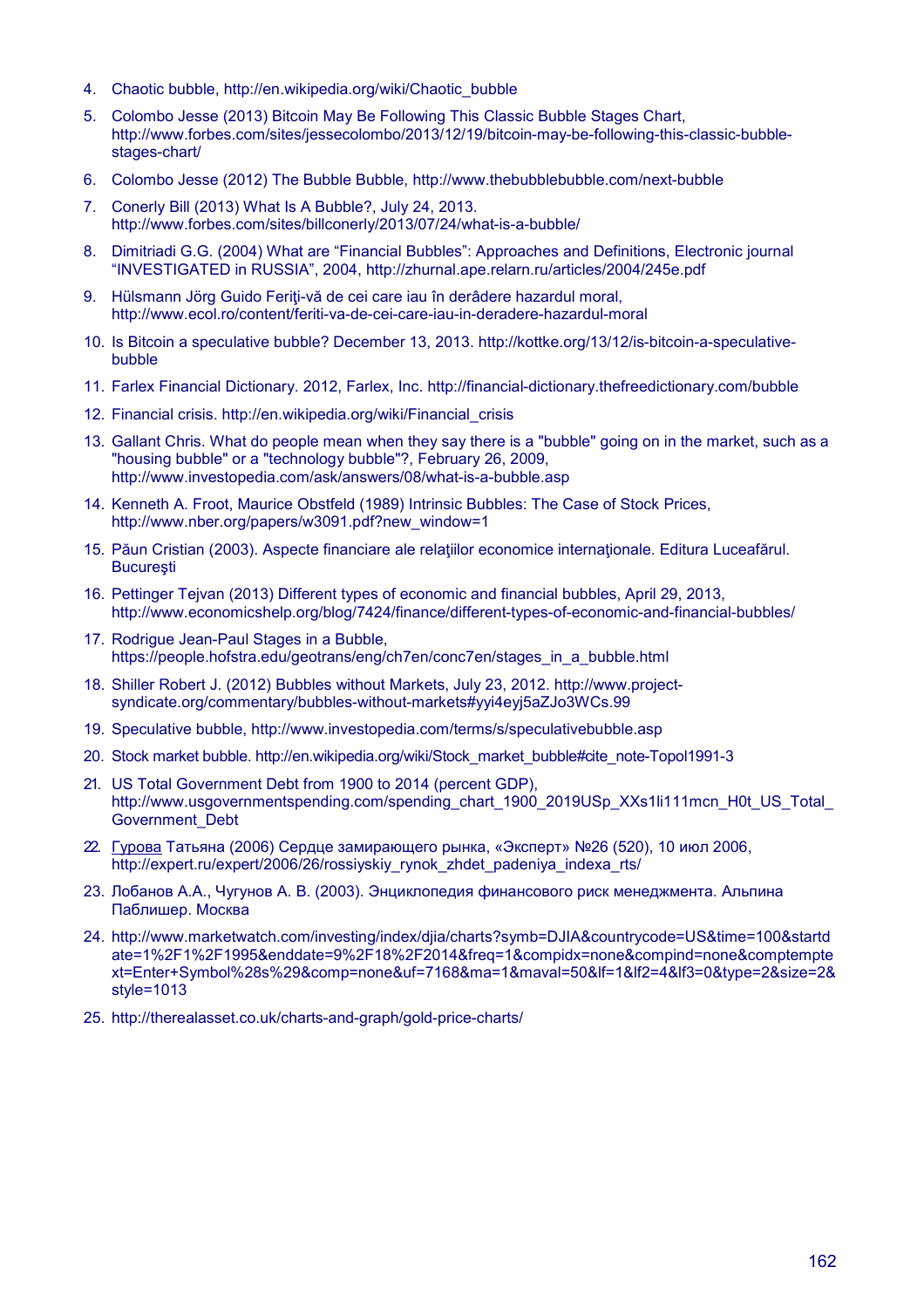4. Chaotic bubble, http://en.wikipedia.org/wiki/Chaotic_bubble
5. Colombo Jesse (2013) Bitcoin May Be Following This Classic Bubble Stages Chart, http://www.forbes.com/sites/jessecolombo/2013/12/19/bitcoin-may-be-following-this-classic-bubble-stages-chart/
6. Colombo Jesse (2012) The Bubble Bubble, http://www.thebubblebubble.com/next-bubble
7. Conerly Bill (2013) What Is A Bubble?, July 24, 2013. http://www.forbes.com/sites/billconerly/2013/07/24/what-is-a-bubble/
8. Dimitriadi G.G. (2004) What are "Financial Bubbles": Approaches and Definitions, Electronic journal "INVESTIGATED in RUSSIA", 2004, http://zhurnal.ape.relarn.ru/articles/2004/245e.pdf
9. Hülsmann Jörg Guido Feriţi-vă de cei care iau în derâdere hazardul moral, http://www.ecol.ro/content/feriti-va-de-cei-care-iau-in-deradere-hazardul-moral
10. Is Bitcoin a speculative bubble? December 13, 2013. http://kottke.org/13/12/is-bitcoin-a-speculative-bubble
11. Farlex Financial Dictionary. 2012, Farlex, Inc. http://financial-dictionary.thefreedictionary.com/bubble
12. Financial crisis. http://en.wikipedia.org/wiki/Financial_crisis
13. Gallant Chris. What do people mean when they say there is a "bubble" going on in the market, such as a "housing bubble" or a "technology bubble"?, February 26, 2009, http://www.investopedia.com/ask/answers/08/what-is-a-bubble.asp
14. Kenneth A. Froot, Maurice Obstfeld (1989) Intrinsic Bubbles: The Case of Stock Prices, http://www.nber.org/papers/w3091.pdf?new_window=1
15. Păun Cristian (2003). Aspecte financiare ale relaţiilor economice internaţionale. Editura Luceafărul. Bucureşti
16. Pettinger Tejvan (2013) Different types of economic and financial bubbles, April 29, 2013, http://www.economicshelp.org/blog/7424/finance/different-types-of-economic-and-financial-bubbles/
17. Rodrigue Jean-Paul Stages in a Bubble, https://people.hofstra.edu/geotrans/eng/ch7en/conc7en/stages_in_a_bubble.html
18. Shiller Robert J. (2012) Bubbles without Markets, July 23, 2012. http://www.project-syndicate.org/commentary/bubbles-without-markets#yyi4eyj5aZJo3WCs.99
19. Speculative bubble, http://www.investopedia.com/terms/s/speculativebubble.asp
20. Stock market bubble. http://en.wikipedia.org/wiki/Stock_market_bubble#cite_note-Topol1991-3
21. US Total Government Debt from 1900 to 2014 (percent GDP), http://www.usgovernmentspending.com/spending_chart_1900_2019USp_XXs1li111mcn_H0t_US_Total_Government_Debt
22. Гурова Татьяна (2006) Сердце замирающего рынка, «Эксперт» №26 (520), 10 июл 2006, http://expert.ru/expert/2006/26/rossiyskiy_rynok_zhdet_padeniya_indexa_rts/
23. Лобанов А.А., Чугунов А. В. (2003). Энциклопедия финансового риск менеджмента. Альпина Паблишер. Москва
24. http://www.marketwatch.com/investing/index/djia/charts?symb=DJIA&countrycode=US&time=100&startdate=1%2F1%2F1995&enddate=9%2F18%2F2014&freq=1&compidx=none&compind=none&comptemptext=Enter+Symbol%28s%29&comp=none&uf=7168&ma=1&maval=50&lf=1&lf2=4&lf3=0&type=2&size=2&style=1013
25. http://therealasset.co.uk/charts-and-graph/gold-price-charts/